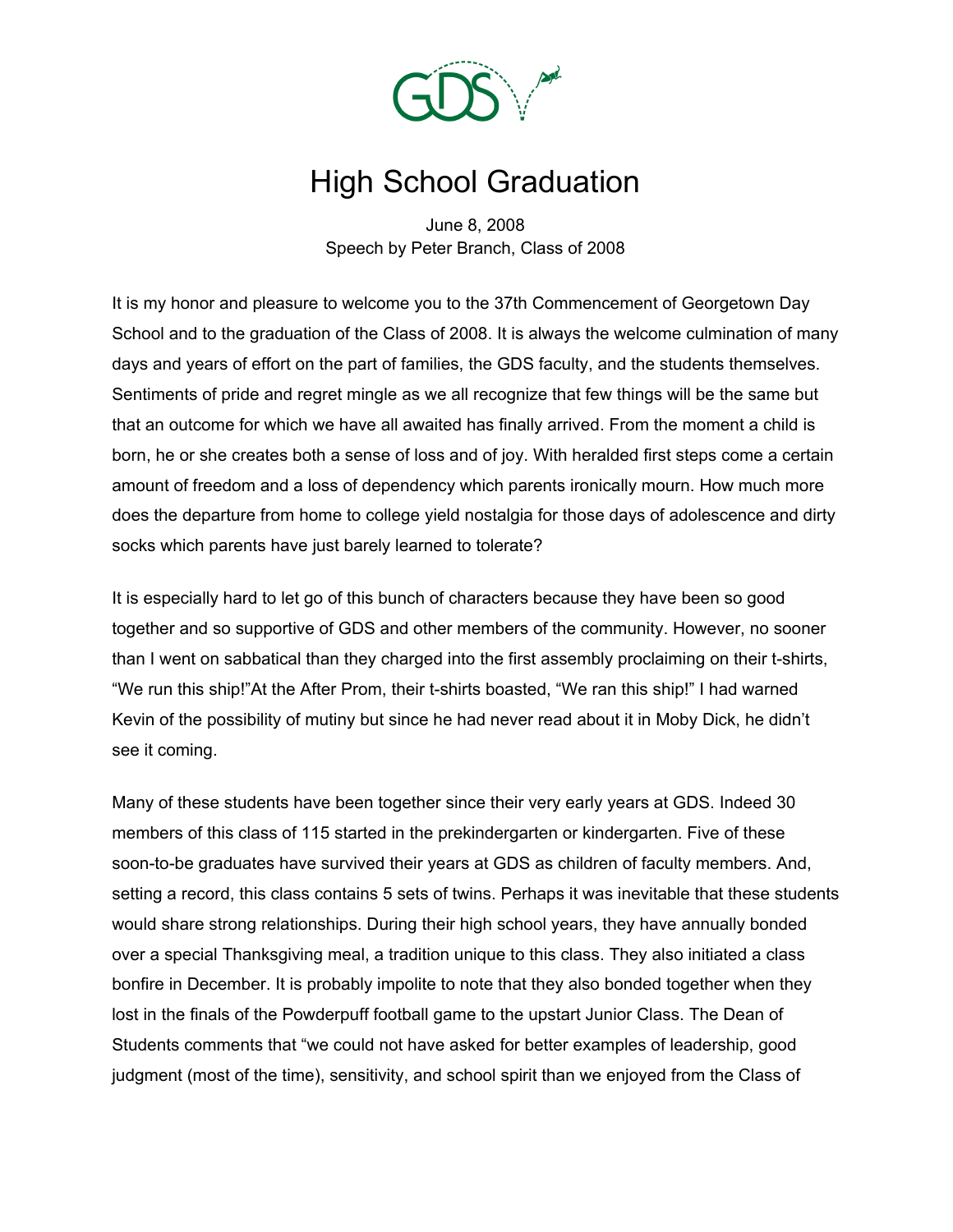# High School Graduation

June 8, 2008
Speech by Peter Branch, Class of 2008

It is my honor and pleasure to welcome you to the 37th Commencement of Georgetown Day School and to the graduation of the Class of 2008. It is always the welcome culmination of many days and years of effort on the part of families, the GDS faculty, and the students themselves. Sentiments of pride and regret mingle as we all recognize that few things will be the same but that an outcome for which we have all awaited has finally arrived. From the moment a child is born, he or she creates both a sense of loss and of joy. With heralded first steps come a certain amount of freedom and a loss of dependency which parents ironically mourn. How much more does the departure from home to college yield nostalgia for those days of adolescence and dirty socks which parents have just barely learned to tolerate?

It is especially hard to let go of this bunch of characters because they have been so good together and so supportive of GDS and other members of the community. However, no sooner than I went on sabbatical than they charged into the first assembly proclaiming on their t-shirts, "We run this ship!"At the After Prom, their t-shirts boasted, "We ran this ship!" I had warned Kevin of the possibility of mutiny but since he had never read about it in Moby Dick, he didn't see it coming.

Many of these students have been together since their very early years at GDS. Indeed 30 members of this class of 115 started in the prekindergarten or kindergarten. Five of these soon-to-be graduates have survived their years at GDS as children of faculty members. And, setting a record, this class contains 5 sets of twins. Perhaps it was inevitable that these students would share strong relationships. During their high school years, they have annually bonded over a special Thanksgiving meal, a tradition unique to this class. They also initiated a class bonfire in December. It is probably impolite to note that they also bonded together when they lost in the finals of the Powderpuff football game to the upstart Junior Class. The Dean of Students comments that "we could not have asked for better examples of leadership, good judgment (most of the time), sensitivity, and school spirit than we enjoyed from the Class of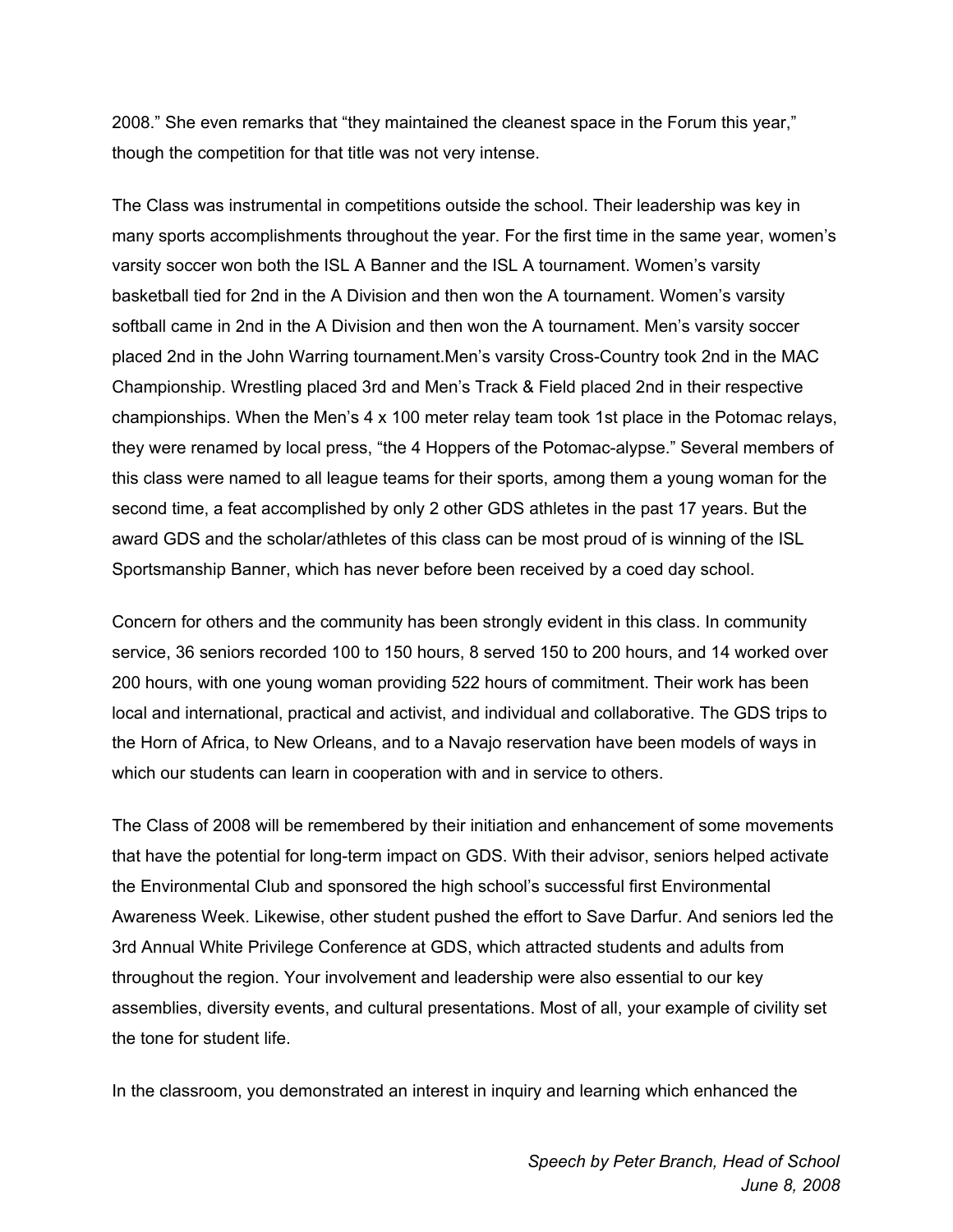2008." She even remarks that "they maintained the cleanest space in the Forum this year," though the competition for that title was not very intense.

The Class was instrumental in competitions outside the school. Their leadership was key in many sports accomplishments throughout the year. For the first time in the same year, women's varsity soccer won both the ISL A Banner and the ISL A tournament. Women's varsity basketball tied for 2nd in the A Division and then won the A tournament. Women's varsity softball came in 2nd in the A Division and then won the A tournament. Men's varsity soccer placed 2nd in the John Warring tournament.Men's varsity Cross-Country took 2nd in the MAC Championship. Wrestling placed 3rd and Men's Track & Field placed 2nd in their respective championships. When the Men's 4 x 100 meter relay team took 1st place in the Potomac relays, they were renamed by local press, "the 4 Hoppers of the Potomac-alypse." Several members of this class were named to all league teams for their sports, among them a young woman for the second time, a feat accomplished by only 2 other GDS athletes in the past 17 years. But the award GDS and the scholar/athletes of this class can be most proud of is winning of the ISL Sportsmanship Banner, which has never before been received by a coed day school.

Concern for others and the community has been strongly evident in this class. In community service, 36 seniors recorded 100 to 150 hours, 8 served 150 to 200 hours, and 14 worked over 200 hours, with one young woman providing 522 hours of commitment. Their work has been local and international, practical and activist, and individual and collaborative. The GDS trips to the Horn of Africa, to New Orleans, and to a Navajo reservation have been models of ways in which our students can learn in cooperation with and in service to others.

The Class of 2008 will be remembered by their initiation and enhancement of some movements that have the potential for long-term impact on GDS. With their advisor, seniors helped activate the Environmental Club and sponsored the high school's successful first Environmental Awareness Week. Likewise, other student pushed the effort to Save Darfur. And seniors led the 3rd Annual White Privilege Conference at GDS, which attracted students and adults from throughout the region. Your involvement and leadership were also essential to our key assemblies, diversity events, and cultural presentations. Most of all, your example of civility set the tone for student life.

In the classroom, you demonstrated an interest in inquiry and learning which enhanced the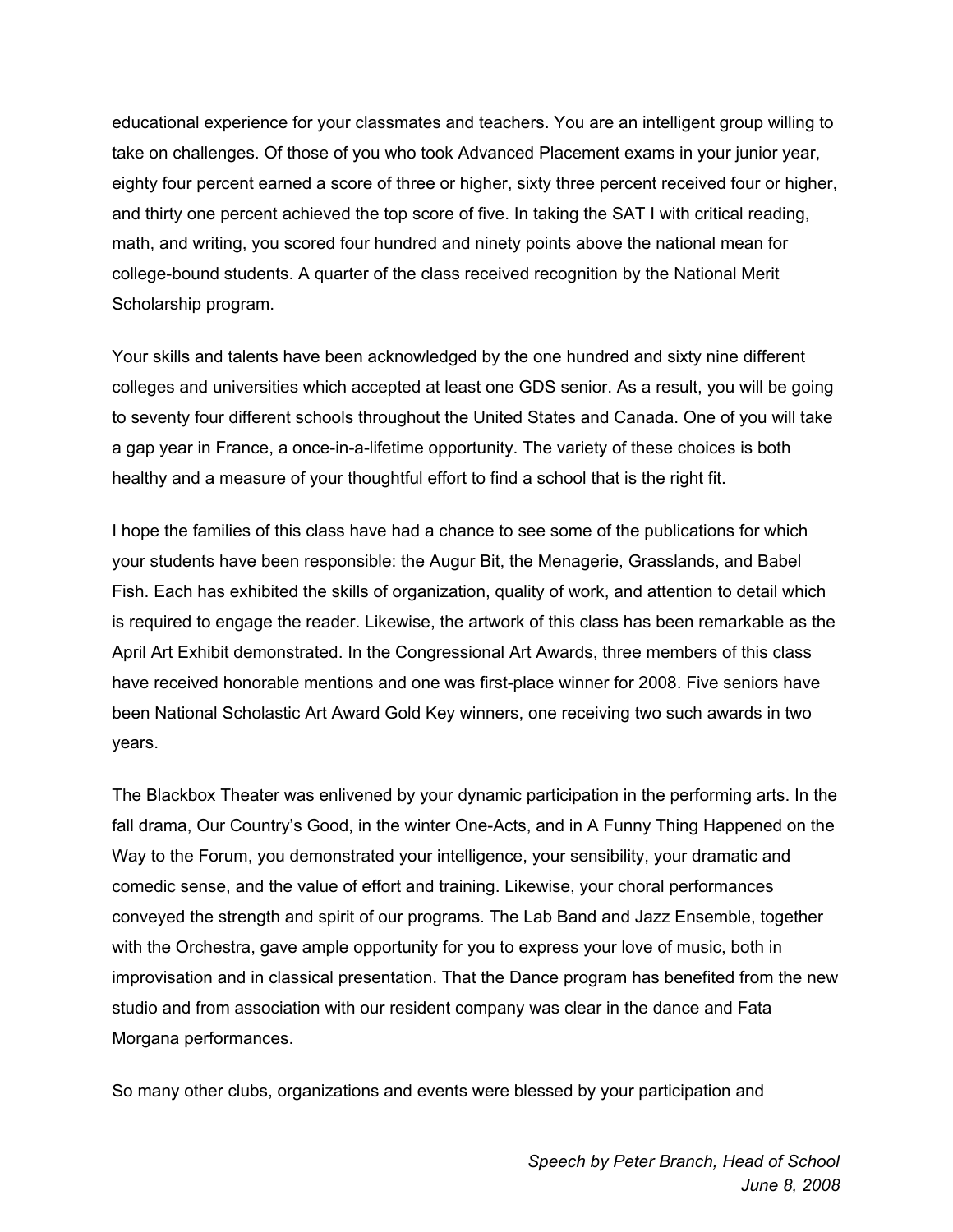educational experience for your classmates and teachers. You are an intelligent group willing to take on challenges. Of those of you who took Advanced Placement exams in your junior year, eighty four percent earned a score of three or higher, sixty three percent received four or higher, and thirty one percent achieved the top score of five. In taking the SAT I with critical reading, math, and writing, you scored four hundred and ninety points above the national mean for college-bound students. A quarter of the class received recognition by the National Merit Scholarship program.

Your skills and talents have been acknowledged by the one hundred and sixty nine different colleges and universities which accepted at least one GDS senior. As a result, you will be going to seventy four different schools throughout the United States and Canada. One of you will take a gap year in France, a once-in-a-lifetime opportunity. The variety of these choices is both healthy and a measure of your thoughtful effort to find a school that is the right fit.

I hope the families of this class have had a chance to see some of the publications for which your students have been responsible: the Augur Bit, the Menagerie, Grasslands, and Babel Fish. Each has exhibited the skills of organization, quality of work, and attention to detail which is required to engage the reader. Likewise, the artwork of this class has been remarkable as the April Art Exhibit demonstrated. In the Congressional Art Awards, three members of this class have received honorable mentions and one was first-place winner for 2008. Five seniors have been National Scholastic Art Award Gold Key winners, one receiving two such awards in two years.

The Blackbox Theater was enlivened by your dynamic participation in the performing arts. In the fall drama, Our Country's Good, in the winter One-Acts, and in A Funny Thing Happened on the Way to the Forum, you demonstrated your intelligence, your sensibility, your dramatic and comedic sense, and the value of effort and training. Likewise, your choral performances conveyed the strength and spirit of our programs. The Lab Band and Jazz Ensemble, together with the Orchestra, gave ample opportunity for you to express your love of music, both in improvisation and in classical presentation. That the Dance program has benefited from the new studio and from association with our resident company was clear in the dance and Fata Morgana performances.

So many other clubs, organizations and events were blessed by your participation and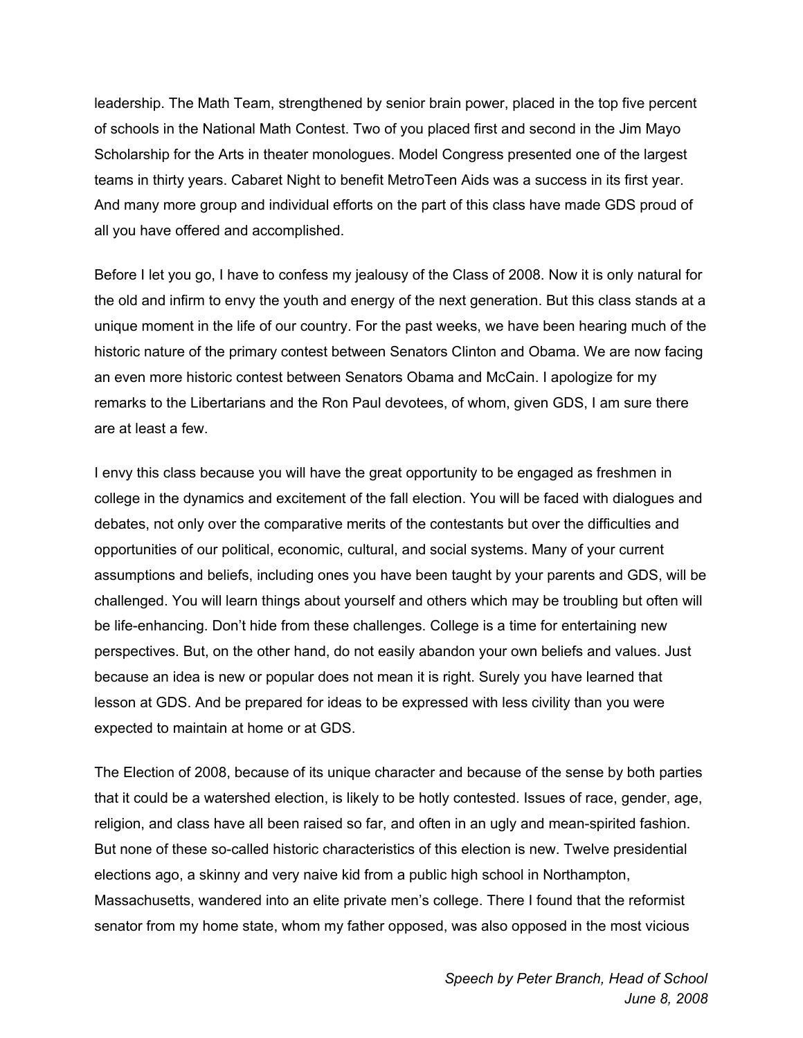leadership. The Math Team, strengthened by senior brain power, placed in the top five percent of schools in the National Math Contest. Two of you placed first and second in the Jim Mayo Scholarship for the Arts in theater monologues. Model Congress presented one of the largest teams in thirty years. Cabaret Night to benefit MetroTeen Aids was a success in its first year. And many more group and individual efforts on the part of this class have made GDS proud of all you have offered and accomplished.

Before I let you go, I have to confess my jealousy of the Class of 2008. Now it is only natural for the old and infirm to envy the youth and energy of the next generation. But this class stands at a unique moment in the life of our country. For the past weeks, we have been hearing much of the historic nature of the primary contest between Senators Clinton and Obama. We are now facing an even more historic contest between Senators Obama and McCain. I apologize for my remarks to the Libertarians and the Ron Paul devotees, of whom, given GDS, I am sure there are at least a few.

I envy this class because you will have the great opportunity to be engaged as freshmen in college in the dynamics and excitement of the fall election. You will be faced with dialogues and debates, not only over the comparative merits of the contestants but over the difficulties and opportunities of our political, economic, cultural, and social systems. Many of your current assumptions and beliefs, including ones you have been taught by your parents and GDS, will be challenged. You will learn things about yourself and others which may be troubling but often will be life-enhancing. Don't hide from these challenges. College is a time for entertaining new perspectives. But, on the other hand, do not easily abandon your own beliefs and values. Just because an idea is new or popular does not mean it is right. Surely you have learned that lesson at GDS. And be prepared for ideas to be expressed with less civility than you were expected to maintain at home or at GDS.

The Election of 2008, because of its unique character and because of the sense by both parties that it could be a watershed election, is likely to be hotly contested. Issues of race, gender, age, religion, and class have all been raised so far, and often in an ugly and mean-spirited fashion. But none of these so-called historic characteristics of this election is new. Twelve presidential elections ago, a skinny and very naive kid from a public high school in Northampton, Massachusetts, wandered into an elite private men's college. There I found that the reformist senator from my home state, whom my father opposed, was also opposed in the most vicious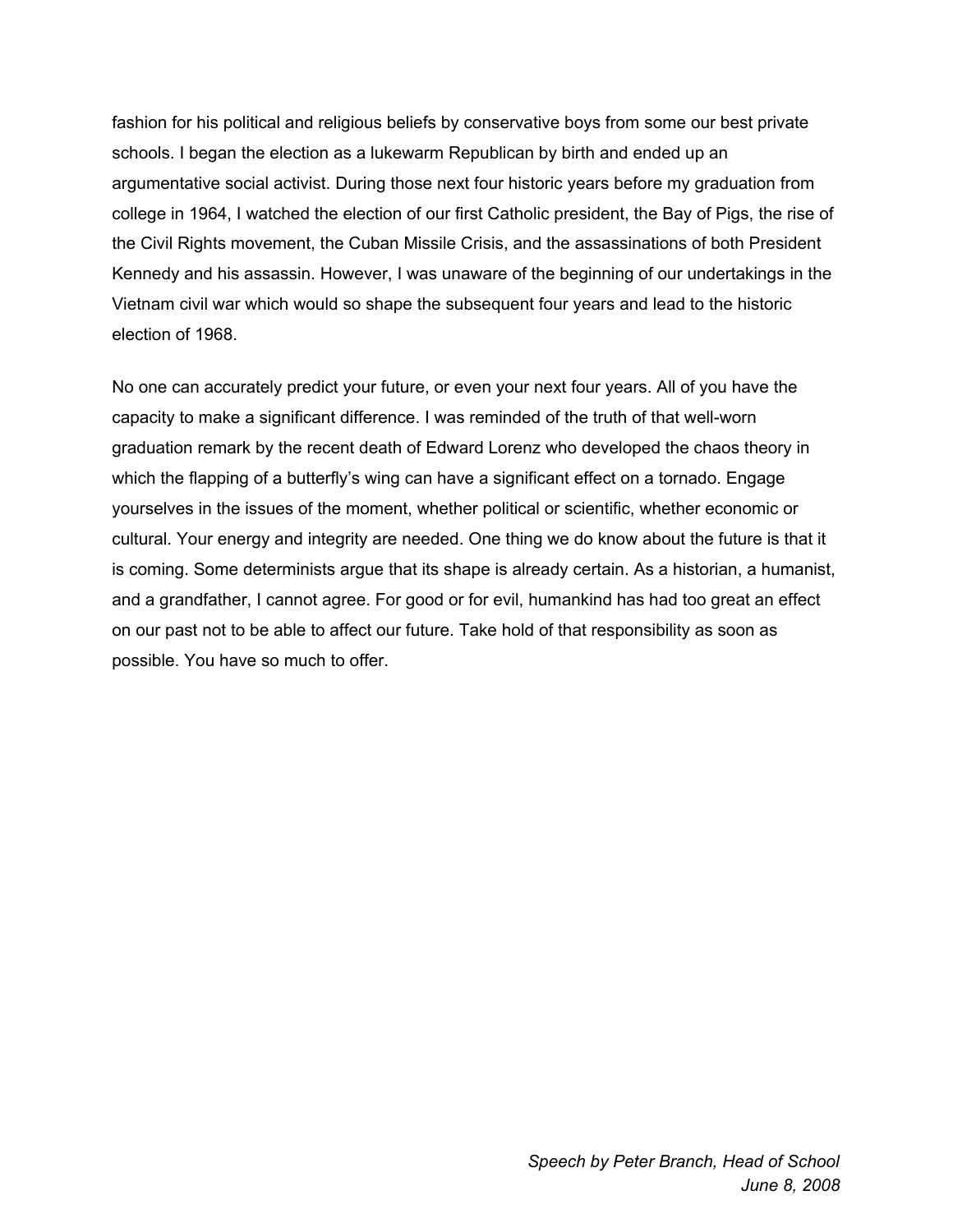fashion for his political and religious beliefs by conservative boys from some our best private schools. I began the election as a lukewarm Republican by birth and ended up an argumentative social activist. During those next four historic years before my graduation from college in 1964, I watched the election of our first Catholic president, the Bay of Pigs, the rise of the Civil Rights movement, the Cuban Missile Crisis, and the assassinations of both President Kennedy and his assassin. However, I was unaware of the beginning of our undertakings in the Vietnam civil war which would so shape the subsequent four years and lead to the historic election of 1968.

No one can accurately predict your future, or even your next four years. All of you have the capacity to make a significant difference. I was reminded of the truth of that well-worn graduation remark by the recent death of Edward Lorenz who developed the chaos theory in which the flapping of a butterfly's wing can have a significant effect on a tornado. Engage yourselves in the issues of the moment, whether political or scientific, whether economic or cultural. Your energy and integrity are needed. One thing we do know about the future is that it is coming. Some determinists argue that its shape is already certain. As a historian, a humanist, and a grandfather, I cannot agree. For good or for evil, humankind has had too great an effect on our past not to be able to affect our future. Take hold of that responsibility as soon as possible. You have so much to offer.

*Speech by Peter Branch, Head of School*
*June 8, 2008*